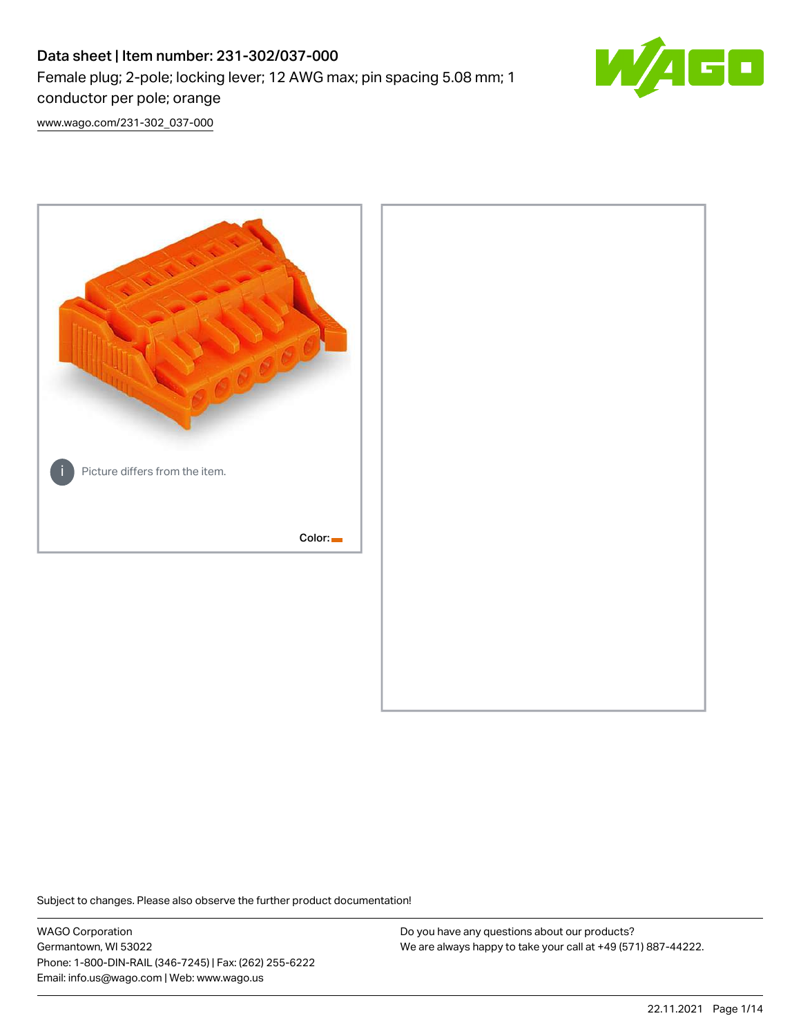# Data sheet | Item number: 231-302/037-000

Female plug; 2-pole; locking lever; 12 AWG max; pin spacing 5.08 mm; 1 conductor per pole; orange

www.wago.com/231-302_037-000

Picture differs from the item.

Color:

Subject to changes. Please also observe the further product documentation!

WAGO Corporation
Germantown, WI 53022
Phone: 1-800-DIN-RAIL (346-7245) | Fax: (262) 255-6222
Email: info.us@wago.com | Web: www.wago.us

Do you have any questions about our products?
We are always happy to take your call at +49 (571) 887-44222.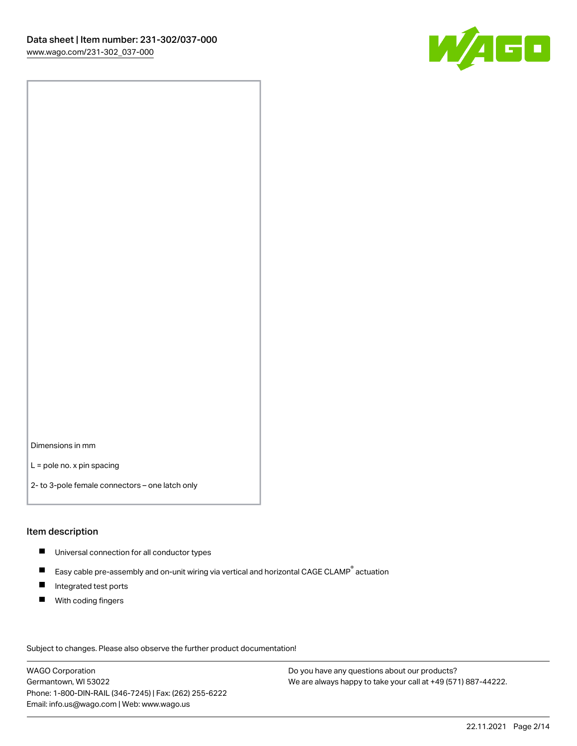Dimensions in mm

L = pole no. x pin spacing

2- to 3-pole female connectors – one latch only

## Item description

- Universal connection for all conductor types
- Easy cable pre-assembly and on-unit wiring via vertical and horizontal CAGE CLAMP® actuation
- Integrated test ports
- With coding fingers

Subject to changes. Please also observe the further product documentation!

WAGO Corporation
Germantown, WI 53022
Phone: 1-800-DIN-RAIL (346-7245) | Fax: (262) 255-6222
Email: info.us@wago.com | Web: www.wago.us

Do you have any questions about our products?
We are always happy to take your call at +49 (571) 887-44222.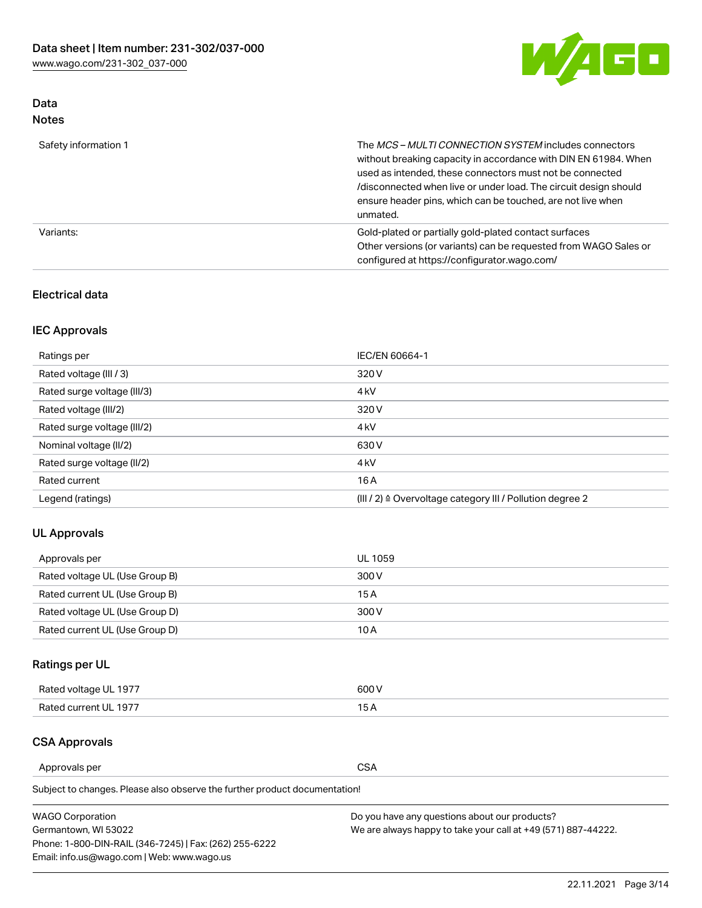## Data
### Notes

| | |
|---|---|
| Safety information 1 | The *MCS – MULTI CONNECTION SYSTEM* includes connectors without breaking capacity in accordance with DIN EN 61984. When used as intended, these connectors must not be connected /disconnected when live or under load. The circuit design should ensure header pins, which can be touched, are not live when unmated. |
| Variants: | Gold-plated or partially gold-plated contact surfaces<br>Other versions (or variants) can be requested from WAGO Sales or configured at https://configurator.wago.com/ |

### Electrical data

#### IEC Approvals

| | |
|---|---|
| Ratings per | IEC/EN 60664-1 |
| Rated voltage (III / 3) | 320 V |
| Rated surge voltage (III/3) | 4 kV |
| Rated voltage (III/2) | 320 V |
| Rated surge voltage (III/2) | 4 kV |
| Nominal voltage (II/2) | 630 V |
| Rated surge voltage (II/2) | 4 kV |
| Rated current | 16 A |
| Legend (ratings) | (III / 2) ≙ Overvoltage category III / Pollution degree 2 |

#### UL Approvals

| | |
|---|---|
| Approvals per | UL 1059 |
| Rated voltage UL (Use Group B) | 300 V |
| Rated current UL (Use Group B) | 15 A |
| Rated voltage UL (Use Group D) | 300 V |
| Rated current UL (Use Group D) | 10 A |

#### Ratings per UL

| | |
|---|---|
| Rated voltage UL 1977 | 600 V |
| Rated current UL 1977 | 15 A |

#### CSA Approvals

| | |
|---|---|
| Approvals per | CSA |

Subject to changes. Please also observe the further product documentation!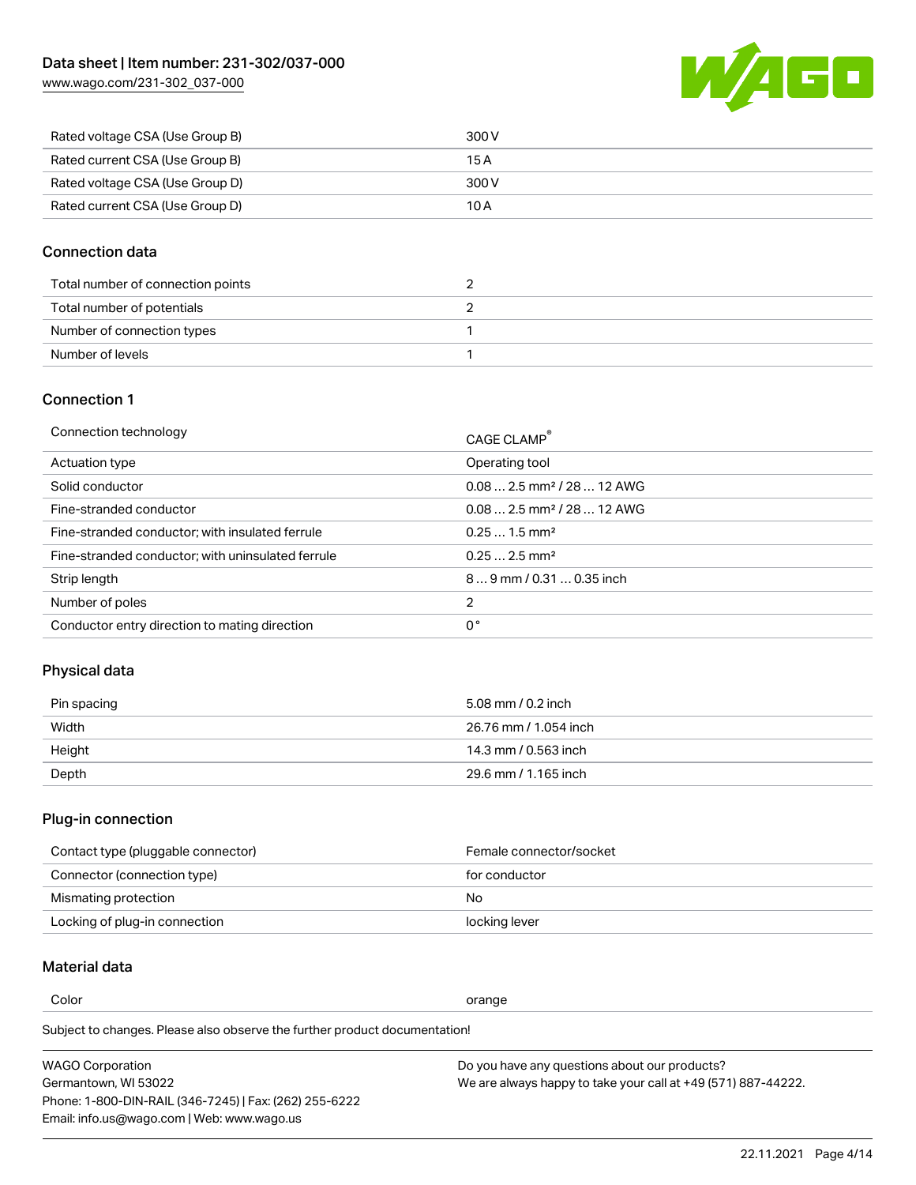| Rated voltage CSA (Use Group B) | 300 V |
| --- | --- |
| Rated current CSA (Use Group B) | 15 A |
| Rated voltage CSA (Use Group D) | 300 V |
| Rated current CSA (Use Group D) | 10 A |

## Connection data

| Total number of connection points | 2 |
| --- | --- |
| Total number of potentials | 2 |
| Number of connection types | 1 |
| Number of levels | 1 |

## Connection 1

| Connection technology | CAGE CLAMP® |
| --- | --- |
| Actuation type | Operating tool |
| Solid conductor | 0.08 … 2.5 mm² / 28 … 12 AWG |
| Fine-stranded conductor | 0.08 … 2.5 mm² / 28 … 12 AWG |
| Fine-stranded conductor; with insulated ferrule | 0.25 … 1.5 mm² |
| Fine-stranded conductor; with uninsulated ferrule | 0.25 … 2.5 mm² |
| Strip length | 8 … 9 mm / 0.31 … 0.35 inch |
| Number of poles | 2 |
| Conductor entry direction to mating direction | 0 ° |

## Physical data

| Pin spacing | 5.08 mm / 0.2 inch |
| --- | --- |
| Width | 26.76 mm / 1.054 inch |
| Height | 14.3 mm / 0.563 inch |
| Depth | 29.6 mm / 1.165 inch |

## Plug-in connection

| Contact type (pluggable connector) | Female connector/socket |
| --- | --- |
| Connector (connection type) | for conductor |
| Mismating protection | No |
| Locking of plug-in connection | locking lever |

## Material data

| Color | orange |
| --- | --- |

Subject to changes. Please also observe the further product documentation!

WAGO Corporation
Germantown, WI 53022
Phone: 1-800-DIN-RAIL (346-7245) | Fax: (262) 255-6222
Email: info.us@wago.com | Web: www.wago.us

Do you have any questions about our products?
We are always happy to take your call at +49 (571) 887-44222.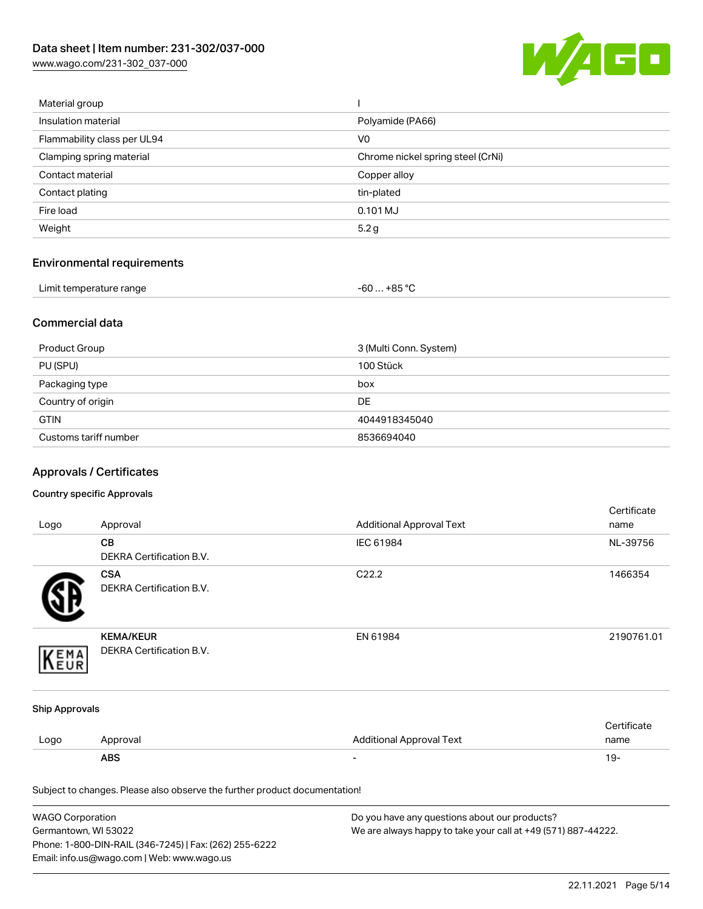| | |
|---|---|
| Material group | I |
| Insulation material | Polyamide (PA66) |
| Flammability class per UL94 | V0 |
| Clamping spring material | Chrome nickel spring steel (CrNi) |
| Contact material | Copper alloy |
| Contact plating | tin-plated |
| Fire load | 0.101 MJ |
| Weight | 5.2 g |

## Environmental requirements

| | |
|---|---|
| Limit temperature range | -60 … +85 °C |

## Commercial data

| | |
|---|---|
| Product Group | 3 (Multi Conn. System) |
| PU (SPU) | 100 Stück |
| Packaging type | box |
| Country of origin | DE |
| GTIN | 4044918345040 |
| Customs tariff number | 8536694040 |

## Approvals / Certificates

### Country specific Approvals

| Logo | Approval | Additional Approval Text | Certificate name |
|---|---|---|---|
| | **CB**<br>DEKRA Certification B.V. | IEC 61984 | NL-39756 |
| | **CSA**<br>DEKRA Certification B.V. | C22.2 | 1466354 |
| | **KEMA/KEUR**<br>DEKRA Certification B.V. | EN 61984 | 2190761.01 |

### Ship Approvals

| Logo | Approval | Additional Approval Text | Certificate name |
|---|---|---|---|
| | **ABS** | - | 19- |

Subject to changes. Please also observe the further product documentation!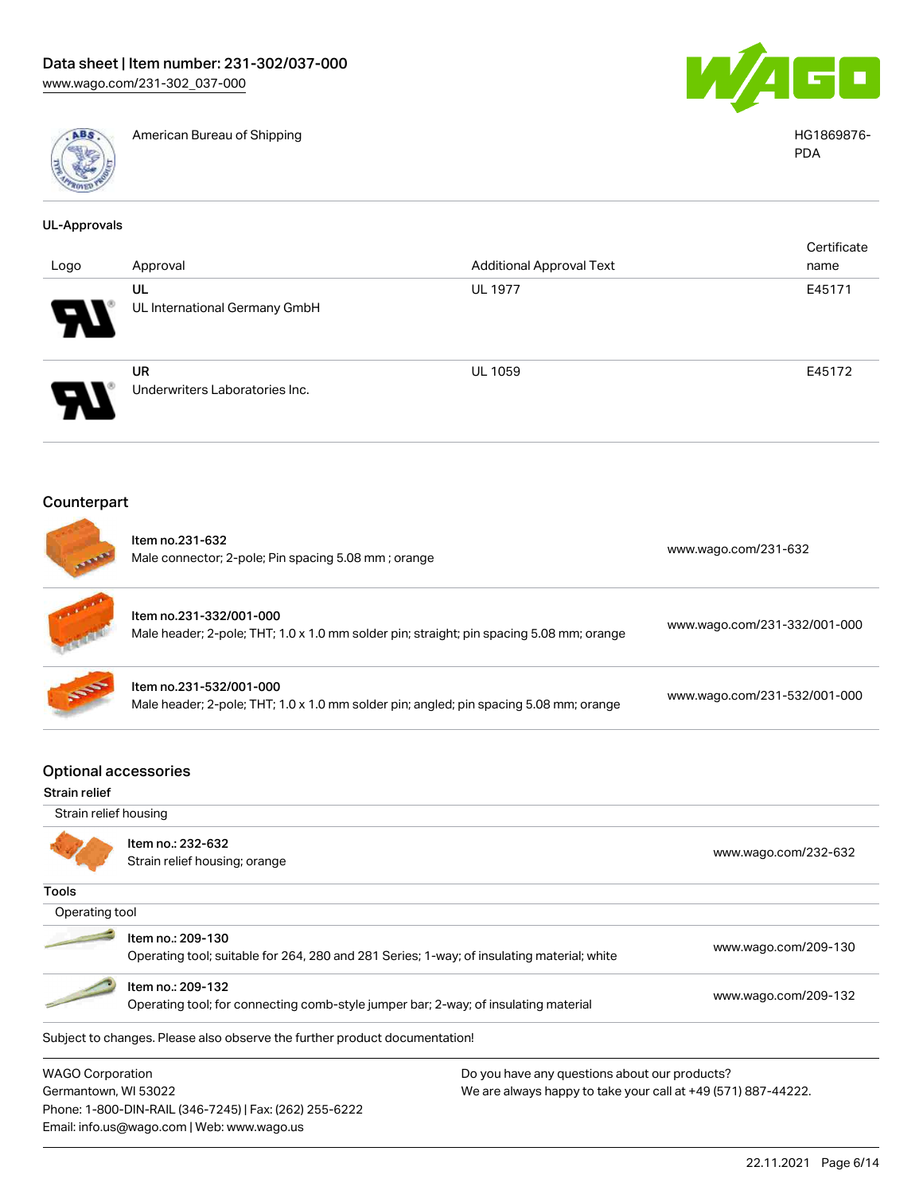| | American Bureau of Shipping | HG1869876-PDA |
|---|---|---|

### UL-Approvals

| Logo | Approval | Additional Approval Text | Certificate name |
|---|---|---|---|
| | UL<br>UL International Germany GmbH | UL 1977 | E45171 |
| | UR<br>Underwriters Laboratories Inc. | UL 1059 | E45172 |

## Counterpart

| | | |
|---|---|---|
| | Item no.231-632<br>Male connector; 2-pole; Pin spacing 5.08 mm ; orange | www.wago.com/231-632 |
| | Item no.231-332/001-000<br>Male header; 2-pole; THT; 1.0 x 1.0 mm solder pin; straight; pin spacing 5.08 mm; orange | www.wago.com/231-332/001-000 |
| | Item no.231-532/001-000<br>Male header; 2-pole; THT; 1.0 x 1.0 mm solder pin; angled; pin spacing 5.08 mm; orange | www.wago.com/231-532/001-000 |

## Optional accessories

### Strain relief

Strain relief housing

| | | |
|---|---|---|
| | Item no.: 232-632<br>Strain relief housing; orange | www.wago.com/232-632 |

### Tools

Operating tool

| | | |
|---|---|---|
| | Item no.: 209-130<br>Operating tool; suitable for 264, 280 and 281 Series; 1-way; of insulating material; white | www.wago.com/209-130 |
| | Item no.: 209-132<br>Operating tool; for connecting comb-style jumper bar; 2-way; of insulating material | www.wago.com/209-132 |

Subject to changes. Please also observe the further product documentation!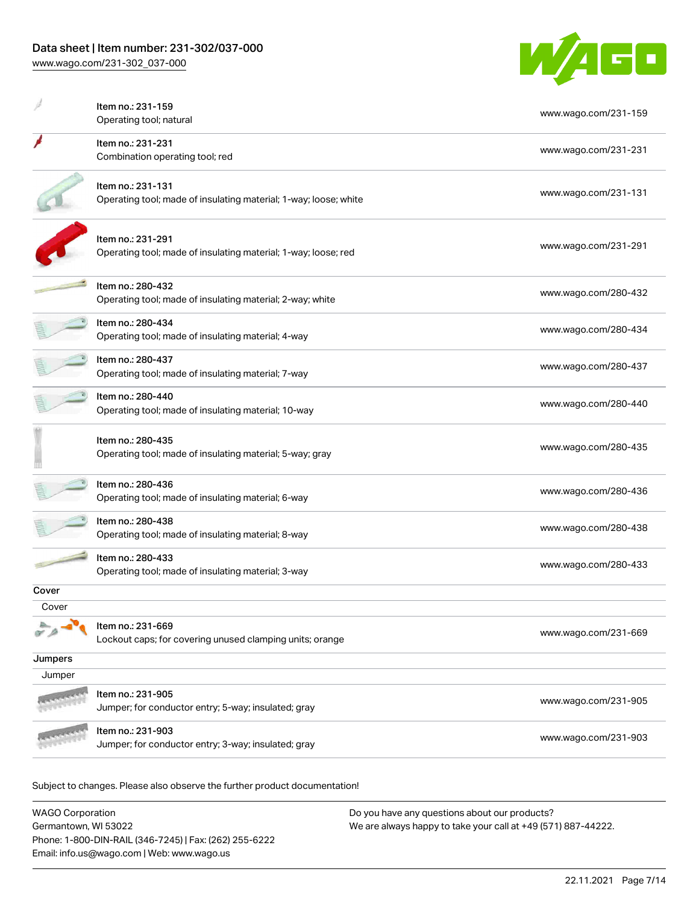| | | |
|---|---|---|
| | Item no.: 231-159<br>Operating tool; natural | www.wago.com/231-159 |
| | Item no.: 231-231<br>Combination operating tool; red | www.wago.com/231-231 |
| | Item no.: 231-131<br>Operating tool; made of insulating material; 1-way; loose; white | www.wago.com/231-131 |
| | Item no.: 231-291<br>Operating tool; made of insulating material; 1-way; loose; red | www.wago.com/231-291 |
| | Item no.: 280-432<br>Operating tool; made of insulating material; 2-way; white | www.wago.com/280-432 |
| | Item no.: 280-434<br>Operating tool; made of insulating material; 4-way | www.wago.com/280-434 |
| | Item no.: 280-437<br>Operating tool; made of insulating material; 7-way | www.wago.com/280-437 |
| | Item no.: 280-440<br>Operating tool; made of insulating material; 10-way | www.wago.com/280-440 |
| | Item no.: 280-435<br>Operating tool; made of insulating material; 5-way; gray | www.wago.com/280-435 |
| | Item no.: 280-436<br>Operating tool; made of insulating material; 6-way | www.wago.com/280-436 |
| | Item no.: 280-438<br>Operating tool; made of insulating material; 8-way | www.wago.com/280-438 |
| | Item no.: 280-433<br>Operating tool; made of insulating material; 3-way | www.wago.com/280-433 |

**Cover**

Cover

| | | |
|---|---|---|
| | Item no.: 231-669<br>Lockout caps; for covering unused clamping units; orange | www.wago.com/231-669 |

**Jumpers**

Jumper

| | | |
|---|---|---|
| | Item no.: 231-905<br>Jumper; for conductor entry; 5-way; insulated; gray | www.wago.com/231-905 |
| | Item no.: 231-903<br>Jumper; for conductor entry; 3-way; insulated; gray | www.wago.com/231-903 |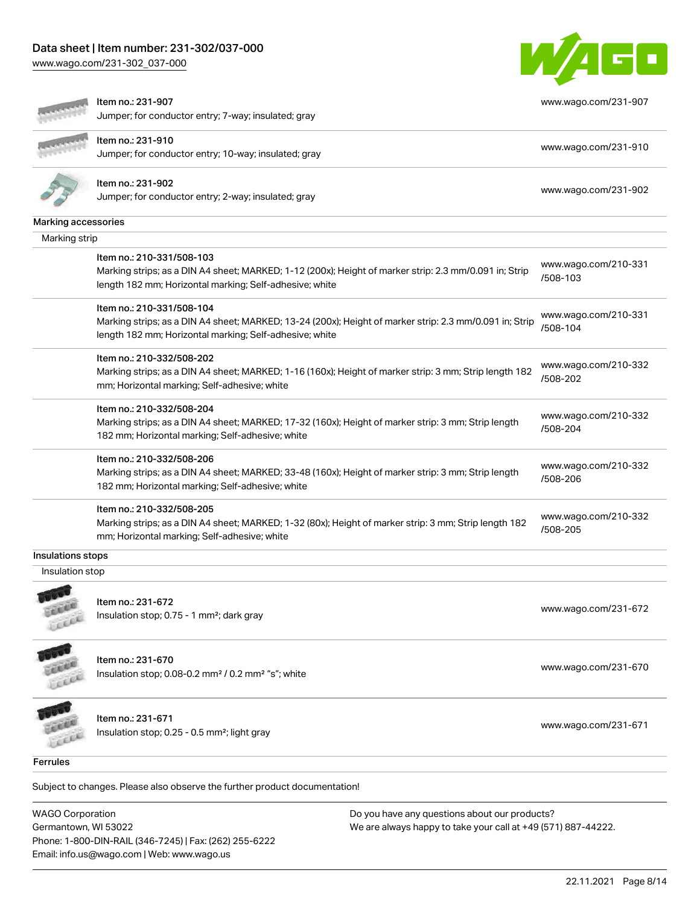| | | |
|---|---|---|
| | Item no.: 231-907<br>Jumper; for conductor entry; 7-way; insulated; gray | www.wago.com/231-907 |
| | Item no.: 231-910<br>Jumper; for conductor entry; 10-way; insulated; gray | www.wago.com/231-910 |
| | Item no.: 231-902<br>Jumper; for conductor entry; 2-way; insulated; gray | www.wago.com/231-902 |

## Marking accessories

### Marking strip

| | |
|---|---|
| Item no.: 210-331/508-103<br>Marking strips; as a DIN A4 sheet; MARKED; 1-12 (200x); Height of marker strip: 2.3 mm/0.091 in; Strip length 182 mm; Horizontal marking; Self-adhesive; white | www.wago.com/210-331/508-103 |
| Item no.: 210-331/508-104<br>Marking strips; as a DIN A4 sheet; MARKED; 13-24 (200x); Height of marker strip: 2.3 mm/0.091 in; Strip length 182 mm; Horizontal marking; Self-adhesive; white | www.wago.com/210-331/508-104 |
| Item no.: 210-332/508-202<br>Marking strips; as a DIN A4 sheet; MARKED; 1-16 (160x); Height of marker strip: 3 mm; Strip length 182 mm; Horizontal marking; Self-adhesive; white | www.wago.com/210-332/508-202 |
| Item no.: 210-332/508-204<br>Marking strips; as a DIN A4 sheet; MARKED; 17-32 (160x); Height of marker strip: 3 mm; Strip length 182 mm; Horizontal marking; Self-adhesive; white | www.wago.com/210-332/508-204 |
| Item no.: 210-332/508-206<br>Marking strips; as a DIN A4 sheet; MARKED; 33-48 (160x); Height of marker strip: 3 mm; Strip length 182 mm; Horizontal marking; Self-adhesive; white | www.wago.com/210-332/508-206 |
| Item no.: 210-332/508-205<br>Marking strips; as a DIN A4 sheet; MARKED; 1-32 (80x); Height of marker strip: 3 mm; Strip length 182 mm; Horizontal marking; Self-adhesive; white | www.wago.com/210-332/508-205 |

## Insulations stops

### Insulation stop

| | |
|---|---|
| Item no.: 231-672<br>Insulation stop; 0.75 - 1 mm²; dark gray | www.wago.com/231-672 |
| Item no.: 231-670<br>Insulation stop; 0.08-0.2 mm² / 0.2 mm² "s"; white | www.wago.com/231-670 |
| Item no.: 231-671<br>Insulation stop; 0.25 - 0.5 mm²; light gray | www.wago.com/231-671 |

## Ferrules

Subject to changes. Please also observe the further product documentation!

WAGO Corporation
Germantown, WI 53022
Phone: 1-800-DIN-RAIL (346-7245) | Fax: (262) 255-6222
Email: info.us@wago.com | Web: www.wago.us

Do you have any questions about our products?
We are always happy to take your call at +49 (571) 887-44222.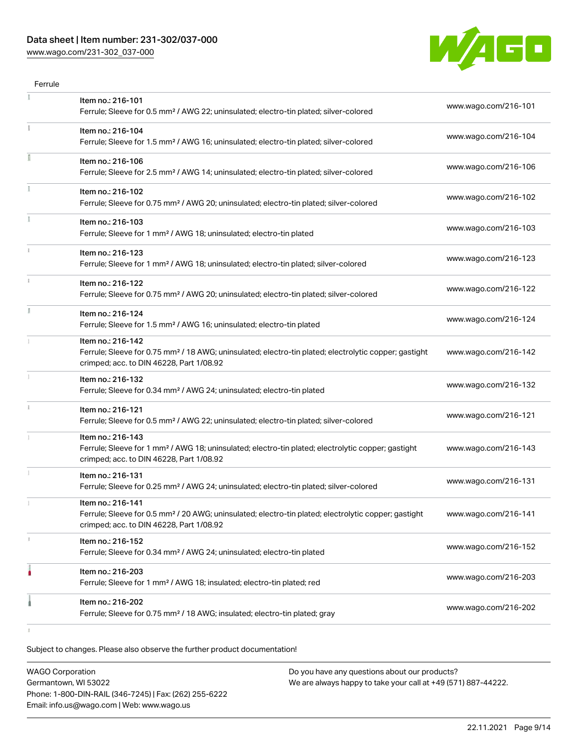Ferrule

| | Item | Link |
|---|---|---|
| | Item no.: 216-101<br>Ferrule; Sleeve for 0.5 mm² / AWG 22; uninsulated; electro-tin plated; silver-colored | www.wago.com/216-101 |
| | Item no.: 216-104<br>Ferrule; Sleeve for 1.5 mm² / AWG 16; uninsulated; electro-tin plated; silver-colored | www.wago.com/216-104 |
| | Item no.: 216-106<br>Ferrule; Sleeve for 2.5 mm² / AWG 14; uninsulated; electro-tin plated; silver-colored | www.wago.com/216-106 |
| | Item no.: 216-102<br>Ferrule; Sleeve for 0.75 mm² / AWG 20; uninsulated; electro-tin plated; silver-colored | www.wago.com/216-102 |
| | Item no.: 216-103<br>Ferrule; Sleeve for 1 mm² / AWG 18; uninsulated; electro-tin plated | www.wago.com/216-103 |
| | Item no.: 216-123<br>Ferrule; Sleeve for 1 mm² / AWG 18; uninsulated; electro-tin plated; silver-colored | www.wago.com/216-123 |
| | Item no.: 216-122<br>Ferrule; Sleeve for 0.75 mm² / AWG 20; uninsulated; electro-tin plated; silver-colored | www.wago.com/216-122 |
| | Item no.: 216-124<br>Ferrule; Sleeve for 1.5 mm² / AWG 16; uninsulated; electro-tin plated | www.wago.com/216-124 |
| | Item no.: 216-142<br>Ferrule; Sleeve for 0.75 mm² / 18 AWG; uninsulated; electro-tin plated; electrolytic copper; gastight crimped; acc. to DIN 46228, Part 1/08.92 | www.wago.com/216-142 |
| | Item no.: 216-132<br>Ferrule; Sleeve for 0.34 mm² / AWG 24; uninsulated; electro-tin plated | www.wago.com/216-132 |
| | Item no.: 216-121<br>Ferrule; Sleeve for 0.5 mm² / AWG 22; uninsulated; electro-tin plated; silver-colored | www.wago.com/216-121 |
| | Item no.: 216-143<br>Ferrule; Sleeve for 1 mm² / AWG 18; uninsulated; electro-tin plated; electrolytic copper; gastight crimped; acc. to DIN 46228, Part 1/08.92 | www.wago.com/216-143 |
| | Item no.: 216-131<br>Ferrule; Sleeve for 0.25 mm² / AWG 24; uninsulated; electro-tin plated; silver-colored | www.wago.com/216-131 |
| | Item no.: 216-141<br>Ferrule; Sleeve for 0.5 mm² / 20 AWG; uninsulated; electro-tin plated; electrolytic copper; gastight crimped; acc. to DIN 46228, Part 1/08.92 | www.wago.com/216-141 |
| | Item no.: 216-152<br>Ferrule; Sleeve for 0.34 mm² / AWG 24; uninsulated; electro-tin plated | www.wago.com/216-152 |
| | Item no.: 216-203<br>Ferrule; Sleeve for 1 mm² / AWG 18; insulated; electro-tin plated; red | www.wago.com/216-203 |
| | Item no.: 216-202<br>Ferrule; Sleeve for 0.75 mm² / 18 AWG; insulated; electro-tin plated; gray | www.wago.com/216-202 |

Subject to changes. Please also observe the further product documentation!

WAGO Corporation
Germantown, WI 53022
Phone: 1-800-DIN-RAIL (346-7245) | Fax: (262) 255-6222
Email: info.us@wago.com | Web: www.wago.us

Do you have any questions about our products?
We are always happy to take your call at +49 (571) 887-44222.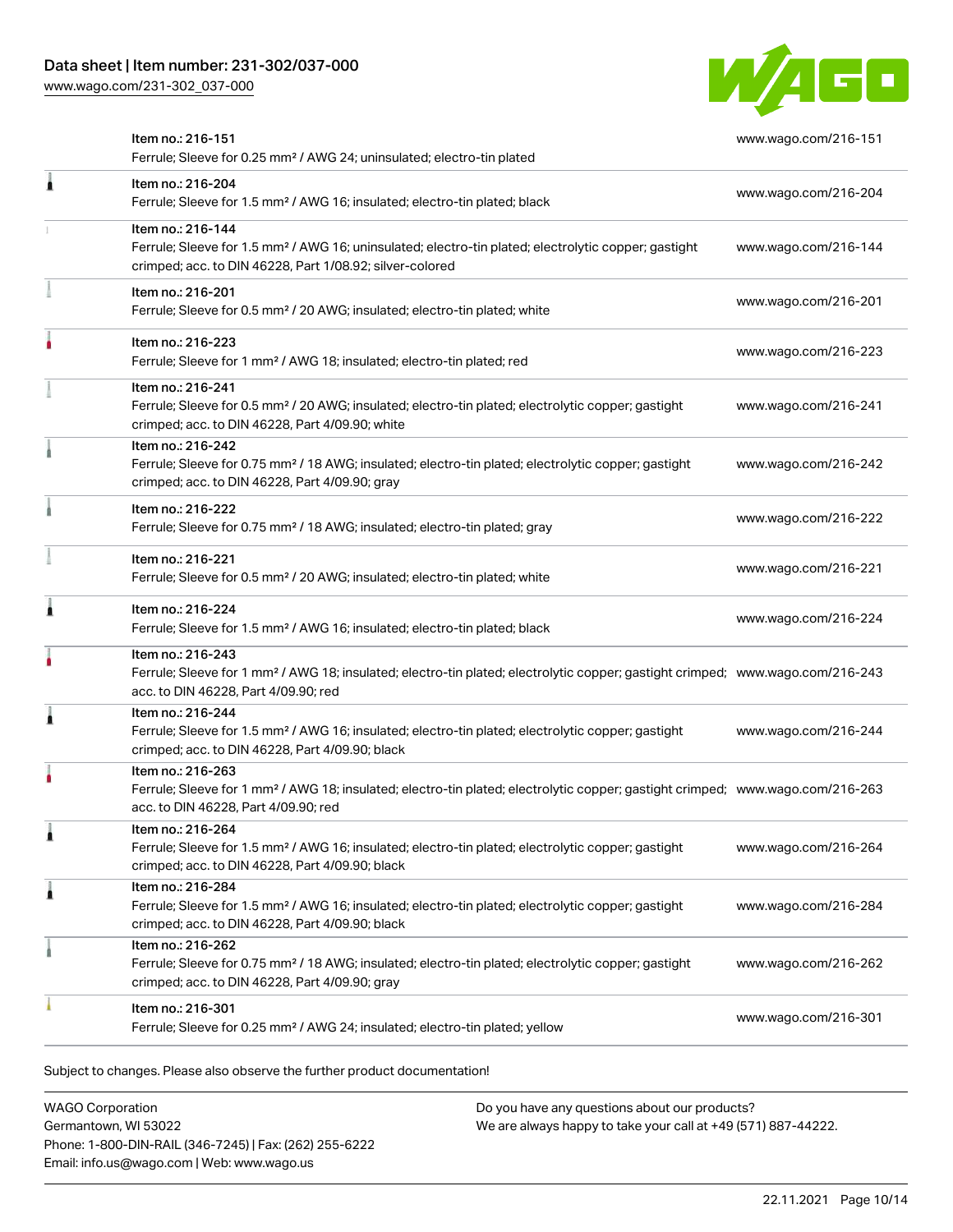| | |
|---|---|
| Item no.: 216-151<br>Ferrule; Sleeve for 0.25 mm² / AWG 24; uninsulated; electro-tin plated | www.wago.com/216-151 |
| Item no.: 216-204<br>Ferrule; Sleeve for 1.5 mm² / AWG 16; insulated; electro-tin plated; black | www.wago.com/216-204 |
| Item no.: 216-144<br>Ferrule; Sleeve for 1.5 mm² / AWG 16; uninsulated; electro-tin plated; electrolytic copper; gastight crimped; acc. to DIN 46228, Part 1/08.92; silver-colored | www.wago.com/216-144 |
| Item no.: 216-201<br>Ferrule; Sleeve for 0.5 mm² / 20 AWG; insulated; electro-tin plated; white | www.wago.com/216-201 |
| Item no.: 216-223<br>Ferrule; Sleeve for 1 mm² / AWG 18; insulated; electro-tin plated; red | www.wago.com/216-223 |
| Item no.: 216-241<br>Ferrule; Sleeve for 0.5 mm² / 20 AWG; insulated; electro-tin plated; electrolytic copper; gastight crimped; acc. to DIN 46228, Part 4/09.90; white | www.wago.com/216-241 |
| Item no.: 216-242<br>Ferrule; Sleeve for 0.75 mm² / 18 AWG; insulated; electro-tin plated; electrolytic copper; gastight crimped; acc. to DIN 46228, Part 4/09.90; gray | www.wago.com/216-242 |
| Item no.: 216-222<br>Ferrule; Sleeve for 0.75 mm² / 18 AWG; insulated; electro-tin plated; gray | www.wago.com/216-222 |
| Item no.: 216-221<br>Ferrule; Sleeve for 0.5 mm² / 20 AWG; insulated; electro-tin plated; white | www.wago.com/216-221 |
| Item no.: 216-224<br>Ferrule; Sleeve for 1.5 mm² / AWG 16; insulated; electro-tin plated; black | www.wago.com/216-224 |
| Item no.: 216-243<br>Ferrule; Sleeve for 1 mm² / AWG 18; insulated; electro-tin plated; electrolytic copper; gastight crimped; acc. to DIN 46228, Part 4/09.90; red | www.wago.com/216-243 |
| Item no.: 216-244<br>Ferrule; Sleeve for 1.5 mm² / AWG 16; insulated; electro-tin plated; electrolytic copper; gastight crimped; acc. to DIN 46228, Part 4/09.90; black | www.wago.com/216-244 |
| Item no.: 216-263<br>Ferrule; Sleeve for 1 mm² / AWG 18; insulated; electro-tin plated; electrolytic copper; gastight crimped; acc. to DIN 46228, Part 4/09.90; red | www.wago.com/216-263 |
| Item no.: 216-264<br>Ferrule; Sleeve for 1.5 mm² / AWG 16; insulated; electro-tin plated; electrolytic copper; gastight crimped; acc. to DIN 46228, Part 4/09.90; black | www.wago.com/216-264 |
| Item no.: 216-284<br>Ferrule; Sleeve for 1.5 mm² / AWG 16; insulated; electro-tin plated; electrolytic copper; gastight crimped; acc. to DIN 46228, Part 4/09.90; black | www.wago.com/216-284 |
| Item no.: 216-262<br>Ferrule; Sleeve for 0.75 mm² / 18 AWG; insulated; electro-tin plated; electrolytic copper; gastight crimped; acc. to DIN 46228, Part 4/09.90; gray | www.wago.com/216-262 |
| Item no.: 216-301<br>Ferrule; Sleeve for 0.25 mm² / AWG 24; insulated; electro-tin plated; yellow | www.wago.com/216-301 |

Subject to changes. Please also observe the further product documentation!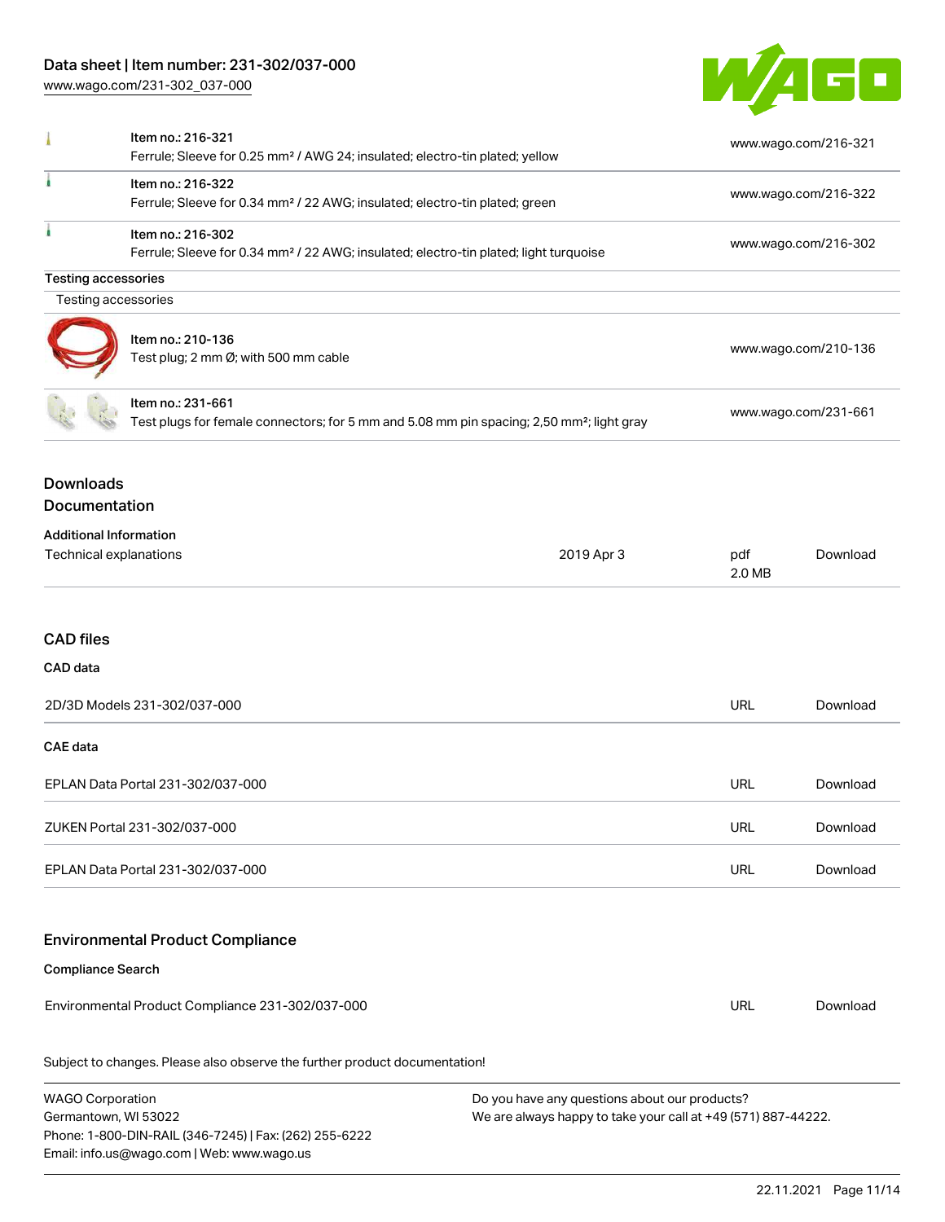| | | |
|---|---|---|
| | Item no.: 216-321<br>Ferrule; Sleeve for 0.25 mm² / AWG 24; insulated; electro-tin plated; yellow | www.wago.com/216-321 |
| | Item no.: 216-322<br>Ferrule; Sleeve for 0.34 mm² / 22 AWG; insulated; electro-tin plated; green | www.wago.com/216-322 |
| | Item no.: 216-302<br>Ferrule; Sleeve for 0.34 mm² / 22 AWG; insulated; electro-tin plated; light turquoise | www.wago.com/216-302 |

**Testing accessories**

Testing accessories

| | | |
|---|---|---|
| | Item no.: 210-136<br>Test plug; 2 mm Ø; with 500 mm cable | www.wago.com/210-136 |
| | Item no.: 231-661<br>Test plugs for female connectors; for 5 mm and 5.08 mm pin spacing; 2,50 mm²; light gray | www.wago.com/231-661 |

## Downloads

### Documentation

**Additional Information**

| | | | |
|---|---|---|---|
| Technical explanations | 2019 Apr 3 | pdf<br>2.0 MB | Download |

## CAD files

**CAD data**

| | | |
|---|---|---|
| 2D/3D Models 231-302/037-000 | URL | Download |

**CAE data**

| | | |
|---|---|---|
| EPLAN Data Portal 231-302/037-000 | URL | Download |
| ZUKEN Portal 231-302/037-000 | URL | Download |
| EPLAN Data Portal 231-302/037-000 | URL | Download |

## Environmental Product Compliance

**Compliance Search**

| | | |
|---|---|---|
| Environmental Product Compliance 231-302/037-000 | URL | Download |

Subject to changes. Please also observe the further product documentation!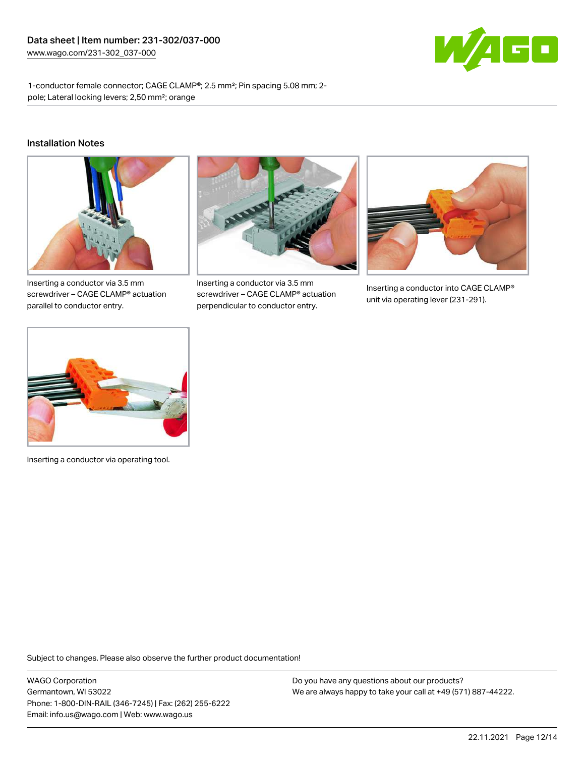## Installation Notes

Inserting a conductor via 3.5 mm screwdriver – CAGE CLAMP® actuation parallel to conductor entry.

Inserting a conductor via 3.5 mm screwdriver – CAGE CLAMP® actuation perpendicular to conductor entry.

Inserting a conductor into CAGE CLAMP® unit via operating lever (231-291).

Inserting a conductor via operating tool.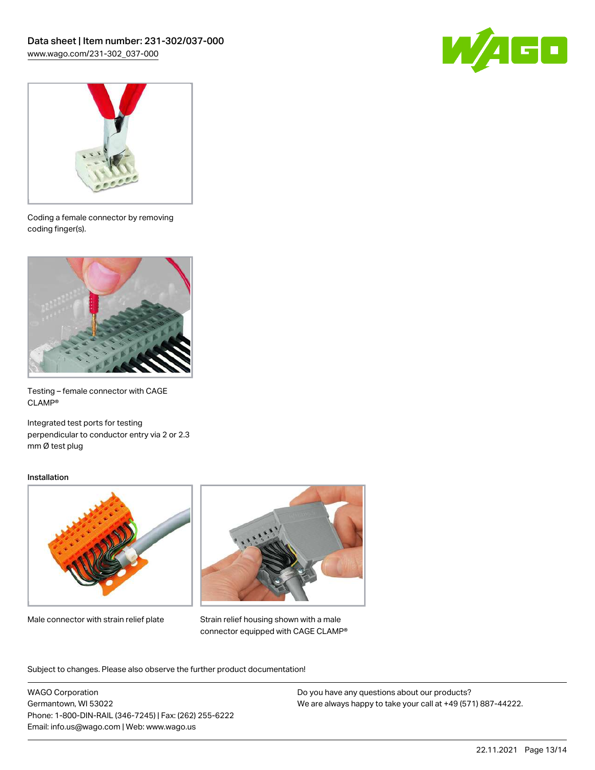Coding a female connector by removing coding finger(s).

Testing – female connector with CAGE CLAMP®

Integrated test ports for testing perpendicular to conductor entry via 2 or 2.3 mm Ø test plug

Installation

Male connector with strain relief plate

Strain relief housing shown with a male connector equipped with CAGE CLAMP®

Subject to changes. Please also observe the further product documentation!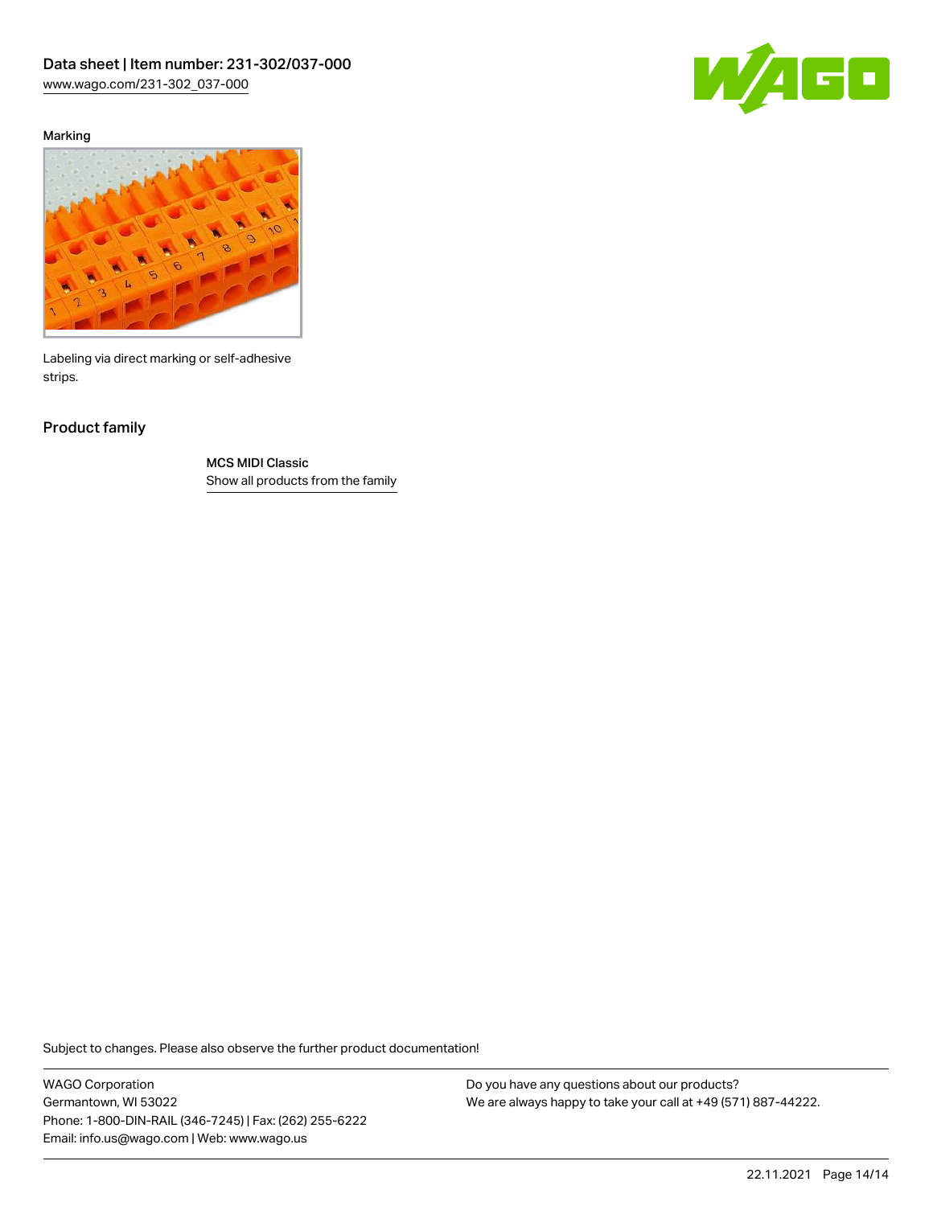Marking

Labeling via direct marking or self-adhesive strips.

## Product family

MCS MIDI Classic
Show all products from the family

Subject to changes. Please also observe the further product documentation!

WAGO Corporation
Germantown, WI 53022
Phone: 1-800-DIN-RAIL (346-7245) | Fax: (262) 255-6222
Email: info.us@wago.com | Web: www.wago.us

Do you have any questions about our products?
We are always happy to take your call at +49 (571) 887-44222.